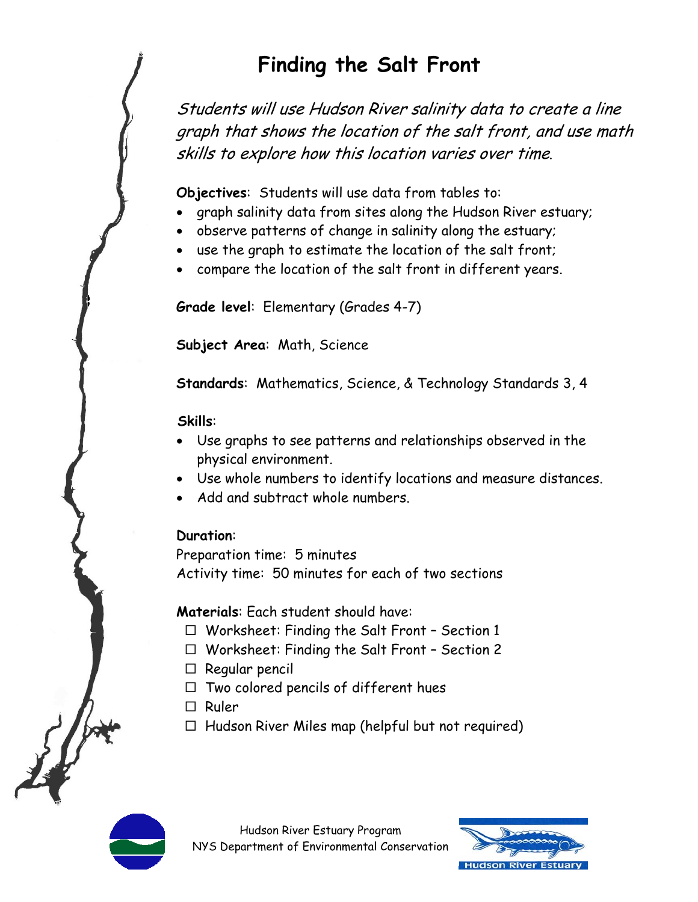# Finding the Salt Front

*Students will use Hudson River salinity data to create a line graph that shows the location of the salt front, and use math skills to explore how this location varies over time.*

**Objectives**: Students will use data from tables to:

- graph salinity data from sites along the Hudson River estuary;
- observe patterns of change in salinity along the estuary;
- use the graph to estimate the location of the salt front;
- compare the location of the salt front in different years.

**Grade level**: Elementary (Grades 4-7)

**Subject Area**: Math, Science

**Standards**: Mathematics, Science, & Technology Standards 3, 4

**Skills**:

- Use graphs to see patterns and relationships observed in the physical environment.
- Use whole numbers to identify locations and measure distances.
- Add and subtract whole numbers.

**Duration**:

Preparation time: 5 minutes

Activity time: 50 minutes for each of two sections

**Materials**: Each student should have:

- ☐ Worksheet: Finding the Salt Front – Section 1
- ☐ Worksheet: Finding the Salt Front – Section 2
- ☐ Regular pencil
- ☐ Two colored pencils of different hues
- ☐ Ruler
- ☐ Hudson River Miles map (helpful but not required)

Hudson River Estuary Program
NYS Department of Environmental Conservation

Hudson River Estuary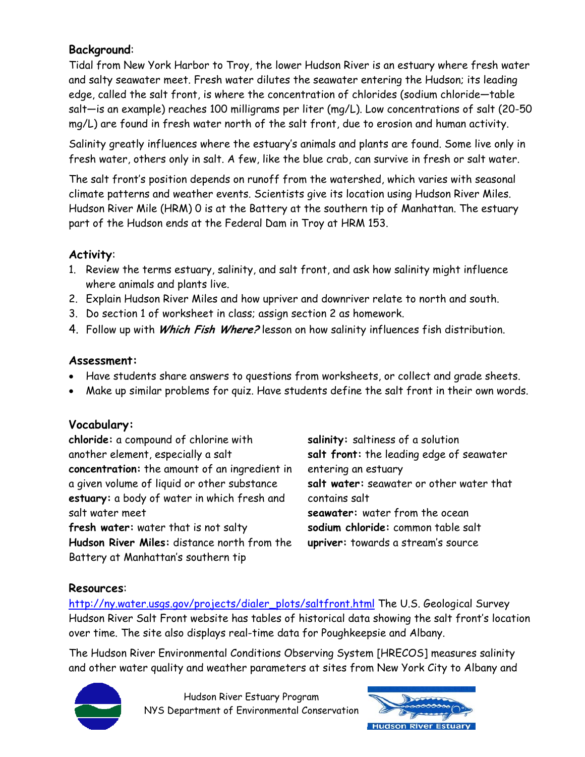**Background**:

Tidal from New York Harbor to Troy, the lower Hudson River is an estuary where fresh water and salty seawater meet. Fresh water dilutes the seawater entering the Hudson; its leading edge, called the salt front, is where the concentration of chlorides (sodium chloride—table salt—is an example) reaches 100 milligrams per liter (mg/L). Low concentrations of salt (20-50 mg/L) are found in fresh water north of the salt front, due to erosion and human activity.

Salinity greatly influences where the estuary's animals and plants are found. Some live only in fresh water, others only in salt. A few, like the blue crab, can survive in fresh or salt water.

The salt front's position depends on runoff from the watershed, which varies with seasonal climate patterns and weather events. Scientists give its location using Hudson River Miles. Hudson River Mile (HRM) 0 is at the Battery at the southern tip of Manhattan. The estuary part of the Hudson ends at the Federal Dam in Troy at HRM 153.

**Activity**:

1. Review the terms estuary, salinity, and salt front, and ask how salinity might influence where animals and plants live.
2. Explain Hudson River Miles and how upriver and downriver relate to north and south.
3. Do section 1 of worksheet in class; assign section 2 as homework.
4. Follow up with ***Which Fish Where?*** lesson on how salinity influences fish distribution.

**Assessment:**

- Have students share answers to questions from worksheets, or collect and grade sheets.
- Make up similar problems for quiz. Have students define the salt front in their own words.

**Vocabulary:**

**chloride:** a compound of chlorine with another element, especially a salt
**concentration:** the amount of an ingredient in a given volume of liquid or other substance
**estuary:** a body of water in which fresh and salt water meet
**fresh water:** water that is not salty
**Hudson River Miles:** distance north from the Battery at Manhattan's southern tip
**salinity:** saltiness of a solution
**salt front:** the leading edge of seawater entering an estuary
**salt water:** seawater or other water that contains salt
**seawater:** water from the ocean
**sodium chloride:** common table salt
**upriver:** towards a stream's source

**Resources**:

http://ny.water.usgs.gov/projects/dialer_plots/saltfront.html The U.S. Geological Survey Hudson River Salt Front website has tables of historical data showing the salt front's location over time. The site also displays real-time data for Poughkeepsie and Albany.

The Hudson River Environmental Conditions Observing System [HRECOS] measures salinity and other water quality and weather parameters at sites from New York City to Albany and

Hudson River Estuary Program
NYS Department of Environmental Conservation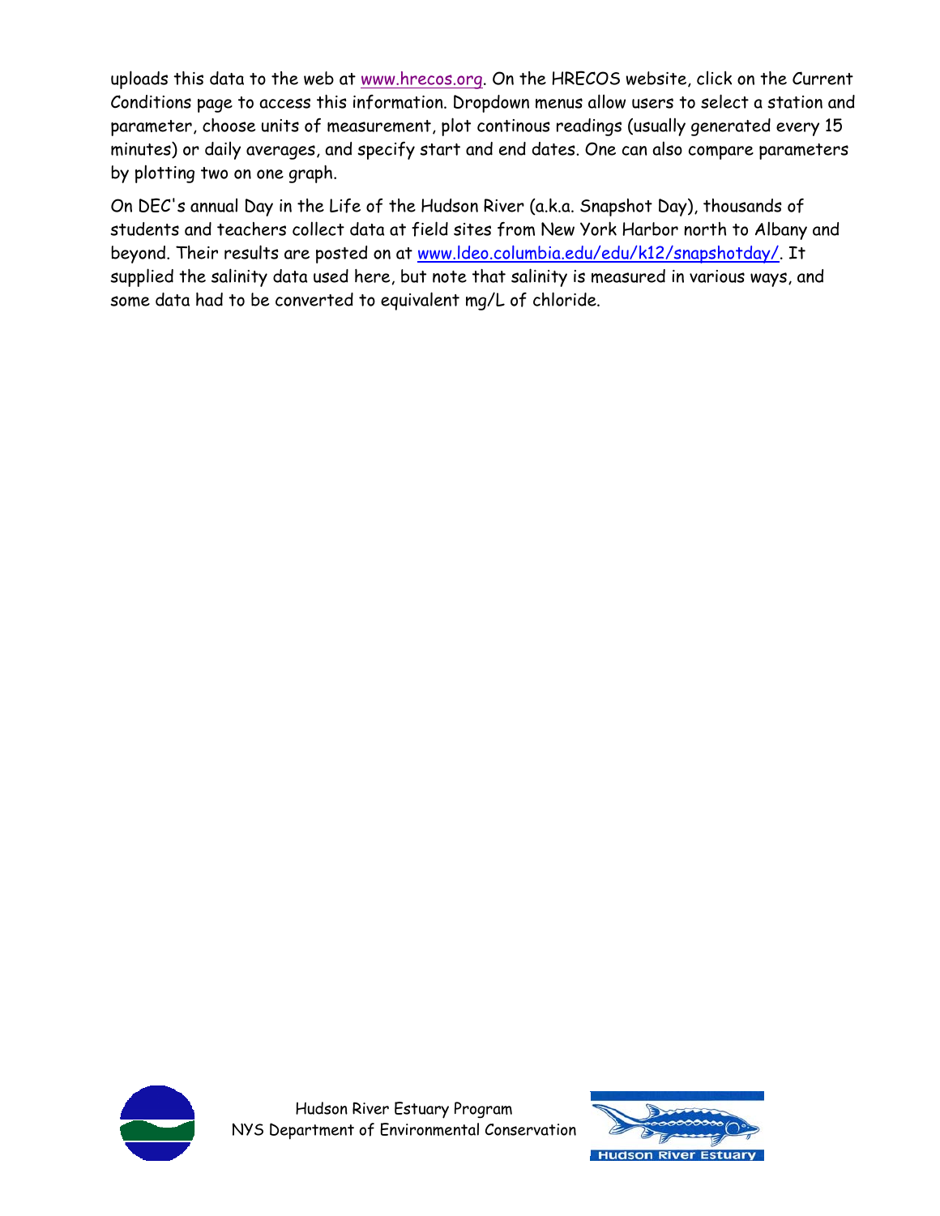uploads this data to the web at www.hrecos.org. On the HRECOS website, click on the Current Conditions page to access this information. Dropdown menus allow users to select a station and parameter, choose units of measurement, plot continous readings (usually generated every 15 minutes) or daily averages, and specify start and end dates. One can also compare parameters by plotting two on one graph.

On DEC's annual Day in the Life of the Hudson River (a.k.a. Snapshot Day), thousands of students and teachers collect data at field sites from New York Harbor north to Albany and beyond. Their results are posted on at www.ldeo.columbia.edu/edu/k12/snapshotday/. It supplied the salinity data used here, but note that salinity is measured in various ways, and some data had to be converted to equivalent mg/L of chloride.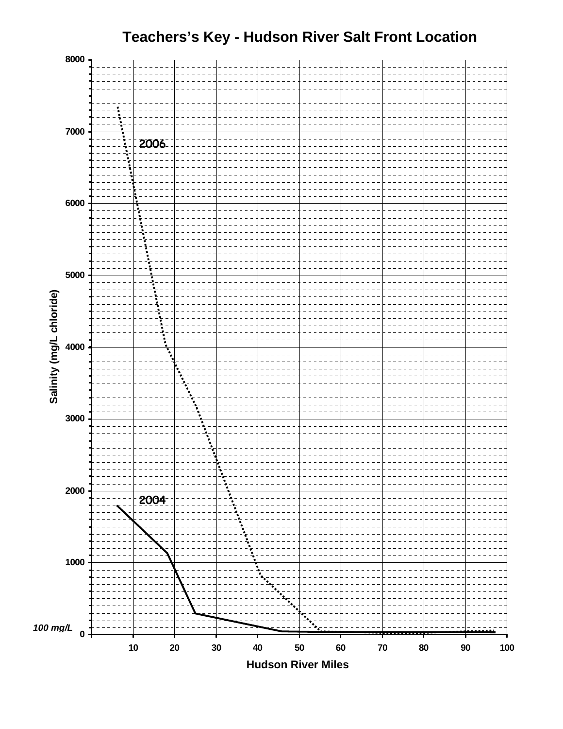# Teachers's Key - Hudson River Salt Front Location

Salinity (mg/L chloride)

8000
7000
6000
5000
4000
3000
2000
1000
100 mg/L
0

2006

2004

10 20 30 40 50 60 70 80 90 100

Hudson River Miles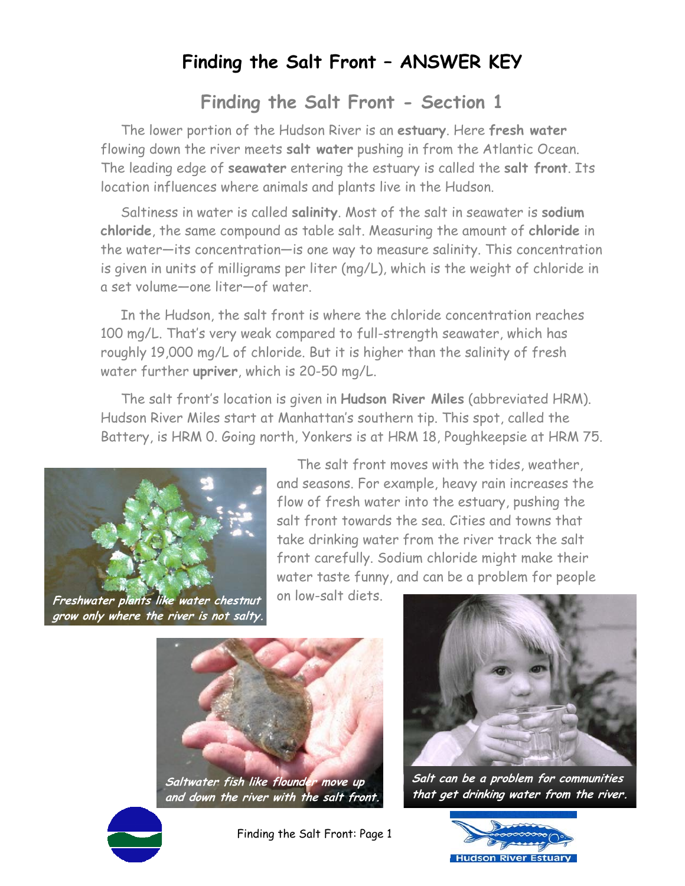# Finding the Salt Front – ANSWER KEY

## Finding the Salt Front - Section 1

The lower portion of the Hudson River is an **estuary**. Here **fresh water** flowing down the river meets **salt water** pushing in from the Atlantic Ocean. The leading edge of **seawater** entering the estuary is called the **salt front**. Its location influences where animals and plants live in the Hudson.

Saltiness in water is called **salinity**. Most of the salt in seawater is **sodium chloride**, the same compound as table salt. Measuring the amount of **chloride** in the water—its concentration—is one way to measure salinity. This concentration is given in units of milligrams per liter (mg/L), which is the weight of chloride in a set volume—one liter—of water.

In the Hudson, the salt front is where the chloride concentration reaches 100 mg/L. That's very weak compared to full-strength seawater, which has roughly 19,000 mg/L of chloride. But it is higher than the salinity of fresh water further **upriver**, which is 20-50 mg/L.

The salt front's location is given in **Hudson River Miles** (abbreviated HRM). Hudson River Miles start at Manhattan's southern tip. This spot, called the Battery, is HRM 0. Going north, Yonkers is at HRM 18, Poughkeepsie at HRM 75.

*Freshwater plants like water chestnut grow only where the river is not salty.*

The salt front moves with the tides, weather, and seasons. For example, heavy rain increases the flow of fresh water into the estuary, pushing the salt front towards the sea. Cities and towns that take drinking water from the river track the salt front carefully. Sodium chloride might make their water taste funny, and can be a problem for people on low-salt diets.

*Saltwater fish like flounder move up and down the river with the salt front.*

*Salt can be a problem for communities that get drinking water from the river.*

Hudson River Estuary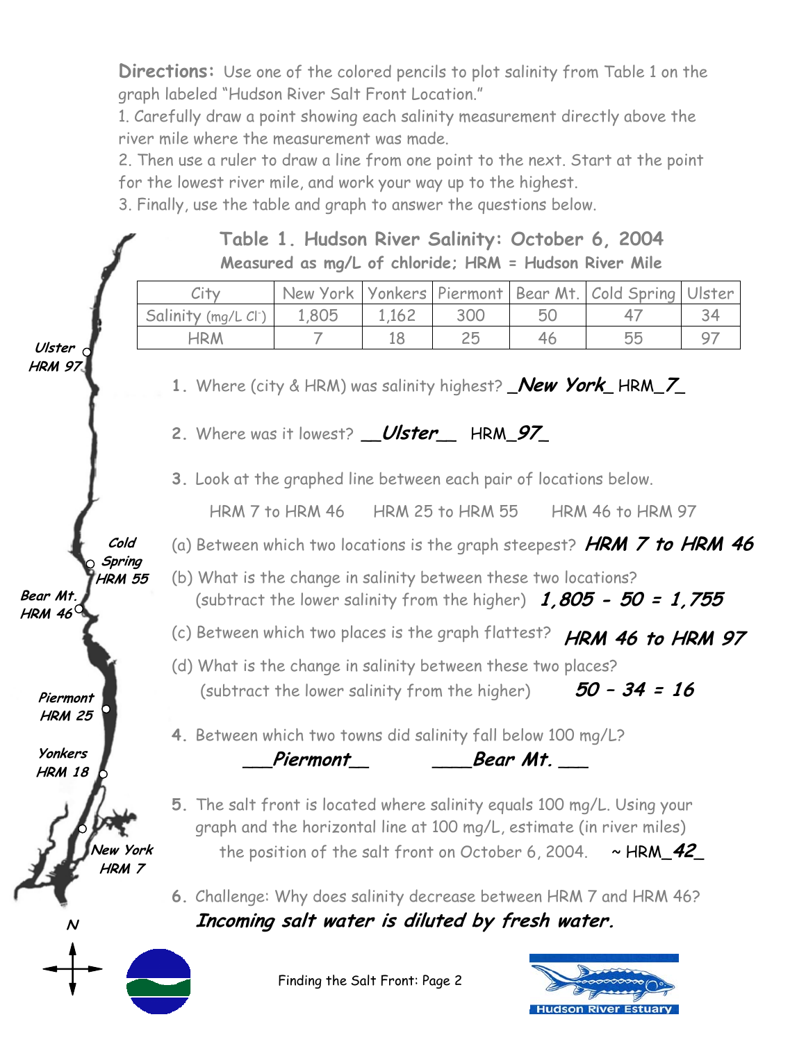**Directions:** Use one of the colored pencils to plot salinity from Table 1 on the graph labeled "Hudson River Salt Front Location."

1. Carefully draw a point showing each salinity measurement directly above the river mile where the measurement was made.
2. Then use a ruler to draw a line from one point to the next. Start at the point for the lowest river mile, and work your way up to the highest.
3. Finally, use the table and graph to answer the questions below.

**Table 1. Hudson River Salinity: October 6, 2004**
**Measured as mg/L of chloride; HRM = Hudson River Mile**

| City | New York | Yonkers | Piermont | Bear Mt. | Cold Spring | Ulster |
|---|---|---|---|---|---|---|
| Salinity (mg/L $Cl^-$) | 1,805 | 1,162 | 300 | 50 | 47 | 34 |
| HRM | 7 | 18 | 25 | 46 | 55 | 97 |

Ulster HRM 97

Cold Spring HRM 55

Bear Mt. HRM 46

Piermont HRM 25

Yonkers HRM 18

New York HRM 7

N

1. Where (city & HRM) was salinity highest? _***New York***_ HRM_***7***_

2. Where was it lowest? __***Ulster***__ HRM_***97***_

3. Look at the graphed line between each pair of locations below.

   HRM 7 to HRM 46 &nbsp;&nbsp; HRM 25 to HRM 55 &nbsp;&nbsp; HRM 46 to HRM 97

   (a) Between which two locations is the graph steepest? ***HRM 7 to HRM 46***

   (b) What is the change in salinity between these two locations? (subtract the lower salinity from the higher) ***1,805 - 50 = 1,755***

   (c) Between which two places is the graph flattest? ***HRM 46 to HRM 97***

   (d) What is the change in salinity between these two places? (subtract the lower salinity from the higher) ***50 – 34 = 16***

4. Between which two towns did salinity fall below 100 mg/L?

   __***Piermont***__ ____***Bear Mt.***___

5. The salt front is located where salinity equals 100 mg/L. Using your graph and the horizontal line at 100 mg/L, estimate (in river miles) the position of the salt front on October 6, 2004. ~ HRM_***42***_

6. Challenge: Why does salinity decrease between HRM 7 and HRM 46?
   ***Incoming salt water is diluted by fresh water.***

Finding the Salt Front: Page 2

Hudson River Estuary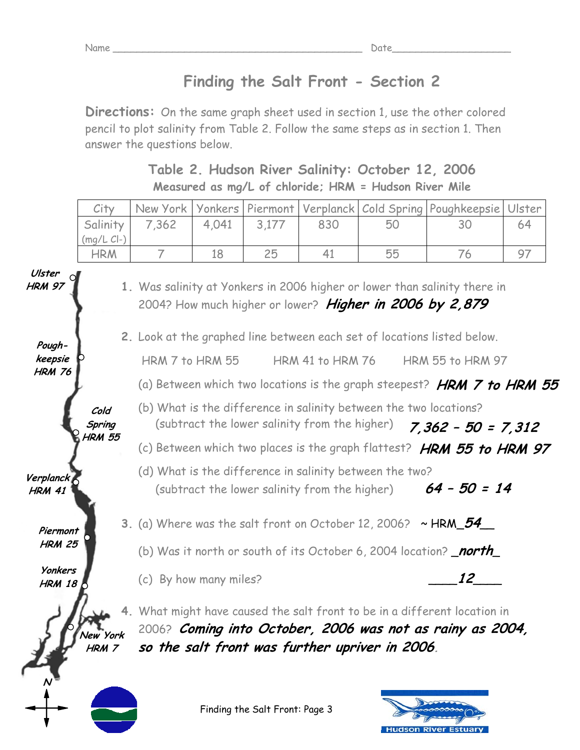Name ___________________________________________ Date___________________

# Finding the Salt Front - Section 2

**Directions:** On the same graph sheet used in section 1, use the other colored pencil to plot salinity from Table 2. Follow the same steps as in section 1. Then answer the questions below.

**Table 2. Hudson River Salinity: October 12, 2006**
**Measured as mg/L of chloride; HRM = Hudson River Mile**

| City | New York | Yonkers | Piermont | Verplanck | Cold Spring | Poughkeepsie | Ulster |
|---|---|---|---|---|---|---|---|
| Salinity (mg/L Cl-) | 7,362 | 4,041 | 3,177 | 830 | 50 | 30 | 64 |
| HRM | 7 | 18 | 25 | 41 | 55 | 76 | 97 |

Ulster HRM 97

Pough-keepsie HRM 76

Cold Spring HRM 55

Verplanck HRM 41

Piermont HRM 25

Yonkers HRM 18

New York HRM 7

N

1. Was salinity at Yonkers in 2006 higher or lower than salinity there in 2004? How much higher or lower? ***Higher in 2006 by 2,879***

2. Look at the graphed line between each set of locations listed below.

   HRM 7 to HRM 55 HRM 41 to HRM 76 HRM 55 to HRM 97

   (a) Between which two locations is the graph steepest? ***HRM 7 to HRM 55***

   (b) What is the difference in salinity between the two locations? (subtract the lower salinity from the higher) ***7,362 – 50 = 7,312***

   (c) Between which two places is the graph flattest? ***HRM 55 to HRM 97***

   (d) What is the difference in salinity between the two? (subtract the lower salinity from the higher) ***64 – 50 = 14***

3. (a) Where was the salt front on October 12, 2006? ~ HRM_***54***__

   (b) Was it north or south of its October 6, 2004 location? _***north***_

   (c) By how many miles? ____***12***____

4. What might have caused the salt front to be in a different location in 2006? ***Coming into October, 2006 was not as rainy as 2004, so the salt front was further upriver in 2006***.

Hudson River Estuary